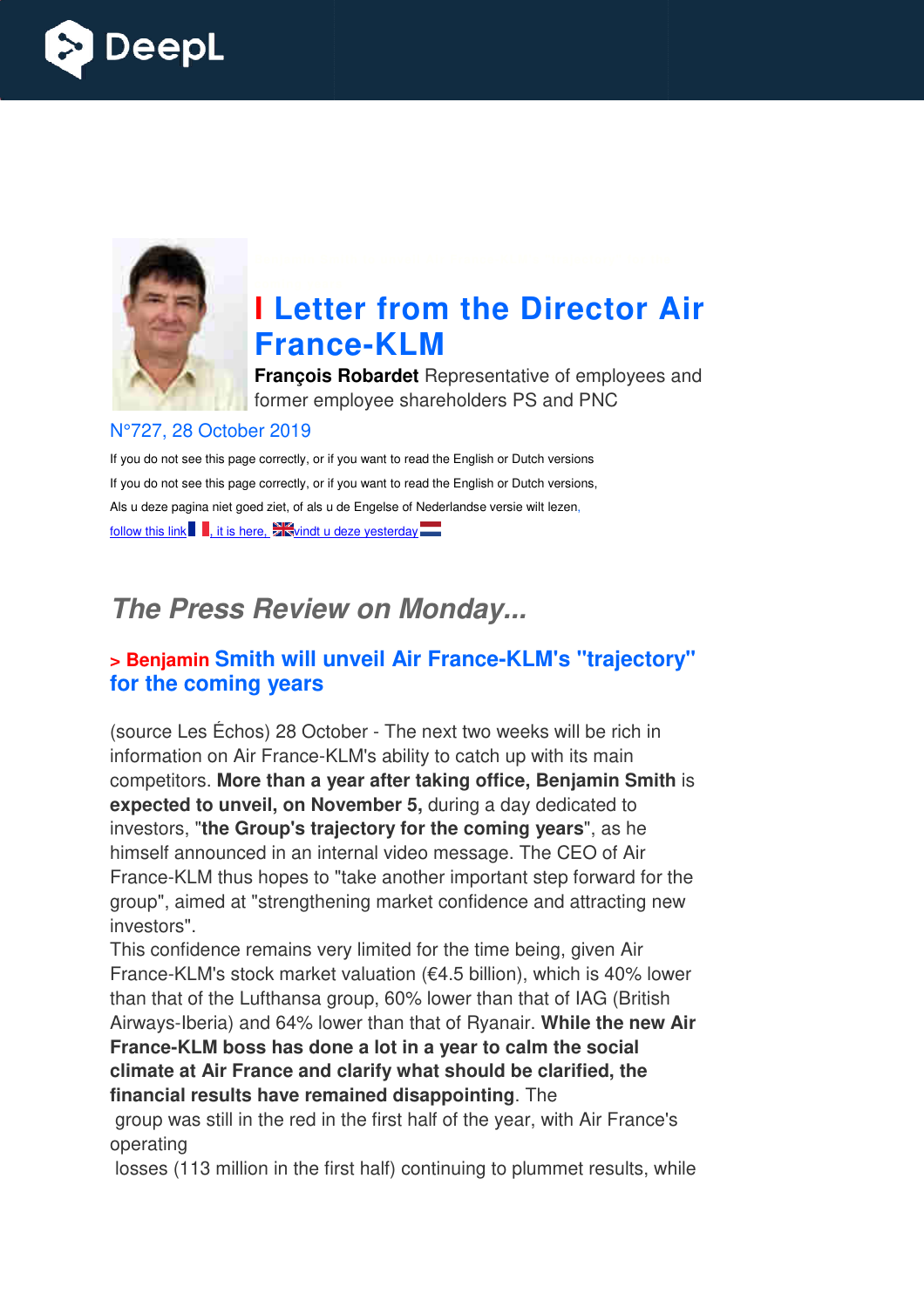# I Letter from the Director Air France-KLM

**François Robardet** Representative of employees and former employee shareholders PS and PNC

N°727, 28 October 2019

If you do not see this page correctly, or if you want to read the English or Dutch versions

If you do not see this page correctly, or if you want to read the English or Dutch versions,

Als u deze pagina niet goed ziet, of als u de Engelse of Nederlandse versie wilt lezen,

follow this link, it is here, vindt u deze yesterday

## *The Press Review on Monday...*

### > Benjamin Smith will unveil Air France-KLM's "trajectory" for the coming years

(source Les Échos) 28 October - The next two weeks will be rich in information on Air France-KLM's ability to catch up with its main competitors. **More than a year after taking office, Benjamin Smith** is **expected to unveil, on November 5,** during a day dedicated to investors, "**the Group's trajectory for the coming years**", as he himself announced in an internal video message. The CEO of Air France-KLM thus hopes to "take another important step forward for the group", aimed at "strengthening market confidence and attracting new investors".

This confidence remains very limited for the time being, given Air France-KLM's stock market valuation (€4.5 billion), which is 40% lower than that of the Lufthansa group, 60% lower than that of IAG (British Airways-Iberia) and 64% lower than that of Ryanair. **While the new Air France-KLM boss has done a lot in a year to calm the social climate at Air France and clarify what should be clarified, the financial results have remained disappointing**. The group was still in the red in the first half of the year, with Air France's operating losses (113 million in the first half) continuing to plummet results, while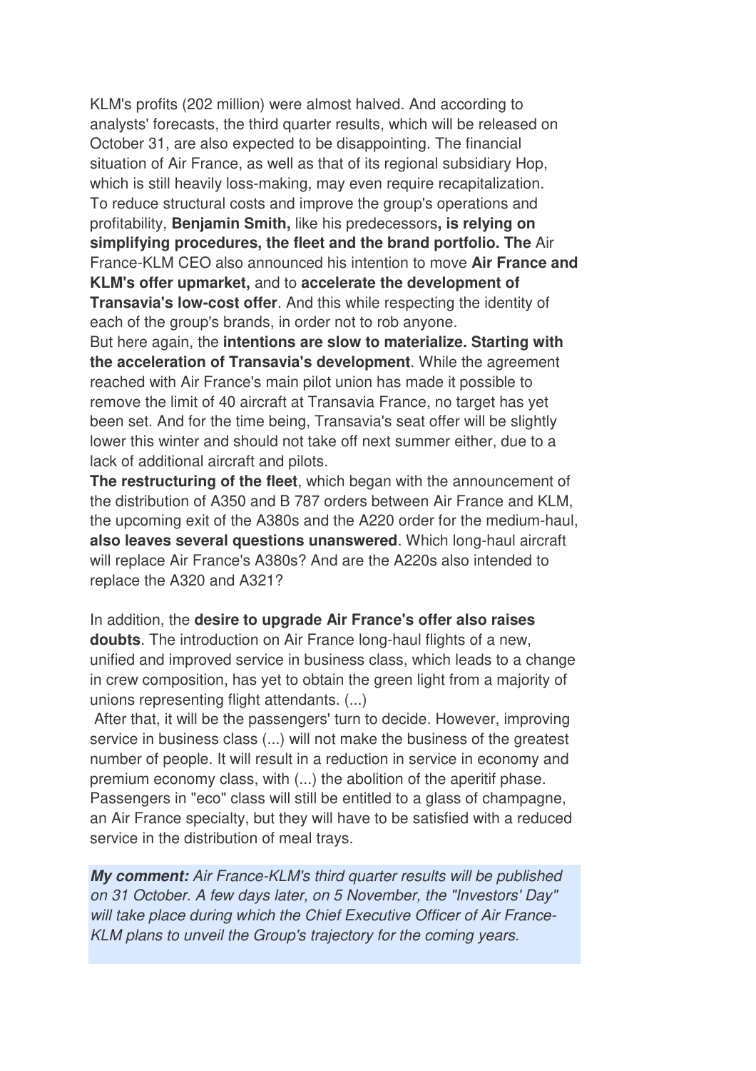KLM's profits (202 million) were almost halved. And according to analysts' forecasts, the third quarter results, which will be released on October 31, are also expected to be disappointing. The financial situation of Air France, as well as that of its regional subsidiary Hop, which is still heavily loss-making, may even require recapitalization.
To reduce structural costs and improve the group's operations and profitability, **Benjamin Smith,** like his predecessors**, is relying on simplifying procedures, the fleet and the brand portfolio. The** Air France-KLM CEO also announced his intention to move **Air France and KLM's offer upmarket,** and to **accelerate the development of Transavia's low-cost offer**. And this while respecting the identity of each of the group's brands, in order not to rob anyone.
But here again, the **intentions are slow to materialize. Starting with the acceleration of Transavia's development**. While the agreement reached with Air France's main pilot union has made it possible to remove the limit of 40 aircraft at Transavia France, no target has yet been set. And for the time being, Transavia's seat offer will be slightly lower this winter and should not take off next summer either, due to a lack of additional aircraft and pilots.
**The restructuring of the fleet**, which began with the announcement of the distribution of A350 and B 787 orders between Air France and KLM, the upcoming exit of the A380s and the A220 order for the medium-haul, **also leaves several questions unanswered**. Which long-haul aircraft will replace Air France's A380s? And are the A220s also intended to replace the A320 and A321?

In addition, the **desire to upgrade Air France's offer also raises doubts**. The introduction on Air France long-haul flights of a new, unified and improved service in business class, which leads to a change in crew composition, has yet to obtain the green light from a majority of unions representing flight attendants. (...)
After that, it will be the passengers' turn to decide. However, improving service in business class (...) will not make the business of the greatest number of people. It will result in a reduction in service in economy and premium economy class, with (...) the abolition of the aperitif phase. Passengers in "eco" class will still be entitled to a glass of champagne, an Air France specialty, but they will have to be satisfied with a reduced service in the distribution of meal trays.

***My comment:*** *Air France-KLM's third quarter results will be published on 31 October. A few days later, on 5 November, the "Investors' Day" will take place during which the Chief Executive Officer of Air France-KLM plans to unveil the Group's trajectory for the coming years.*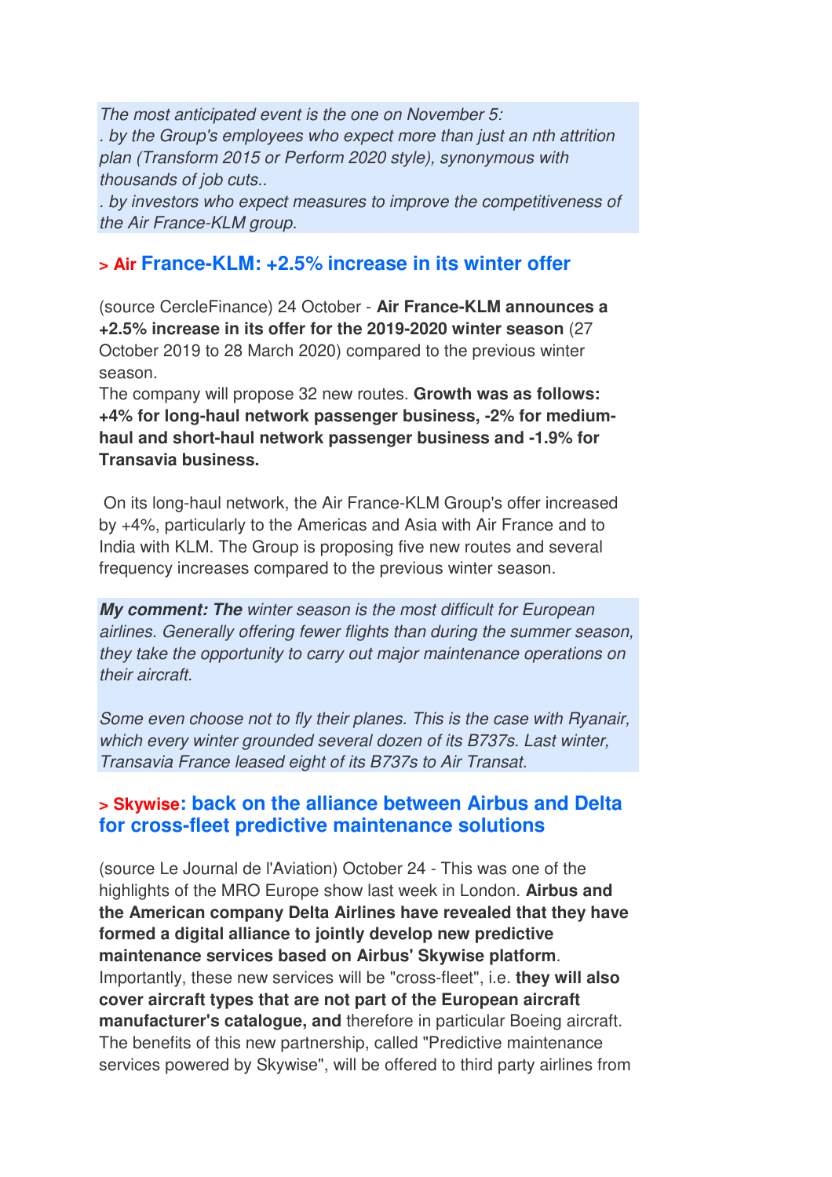*The most anticipated event is the one on November 5:*
*. by the Group's employees who expect more than just an nth attrition plan (Transform 2015 or Perform 2020 style), synonymous with thousands of job cuts..*
*. by investors who expect measures to improve the competitiveness of the Air France-KLM group.*

### > Air France-KLM: +2.5% increase in its winter offer

(source CercleFinance) 24 October - **Air France-KLM announces a +2.5% increase in its offer for the 2019-2020 winter season** (27 October 2019 to 28 March 2020) compared to the previous winter season.
The company will propose 32 new routes. **Growth was as follows: +4% for long-haul network passenger business, -2% for medium-haul and short-haul network passenger business and -1.9% for Transavia business.**

On its long-haul network, the Air France-KLM Group's offer increased by +4%, particularly to the Americas and Asia with Air France and to India with KLM. The Group is proposing five new routes and several frequency increases compared to the previous winter season.

***My comment: The** winter season is the most difficult for European airlines. Generally offering fewer flights than during the summer season, they take the opportunity to carry out major maintenance operations on their aircraft.*

*Some even choose not to fly their planes. This is the case with Ryanair, which every winter grounded several dozen of its B737s. Last winter, Transavia France leased eight of its B737s to Air Transat.*

### > Skywise: back on the alliance between Airbus and Delta for cross-fleet predictive maintenance solutions

(source Le Journal de l'Aviation) October 24 - This was one of the highlights of the MRO Europe show last week in London. **Airbus and the American company Delta Airlines have revealed that they have formed a digital alliance to jointly develop new predictive maintenance services based on Airbus' Skywise platform**. Importantly, these new services will be "cross-fleet", i.e. **they will also cover aircraft types that are not part of the European aircraft manufacturer's catalogue, and** therefore in particular Boeing aircraft. The benefits of this new partnership, called "Predictive maintenance services powered by Skywise", will be offered to third party airlines from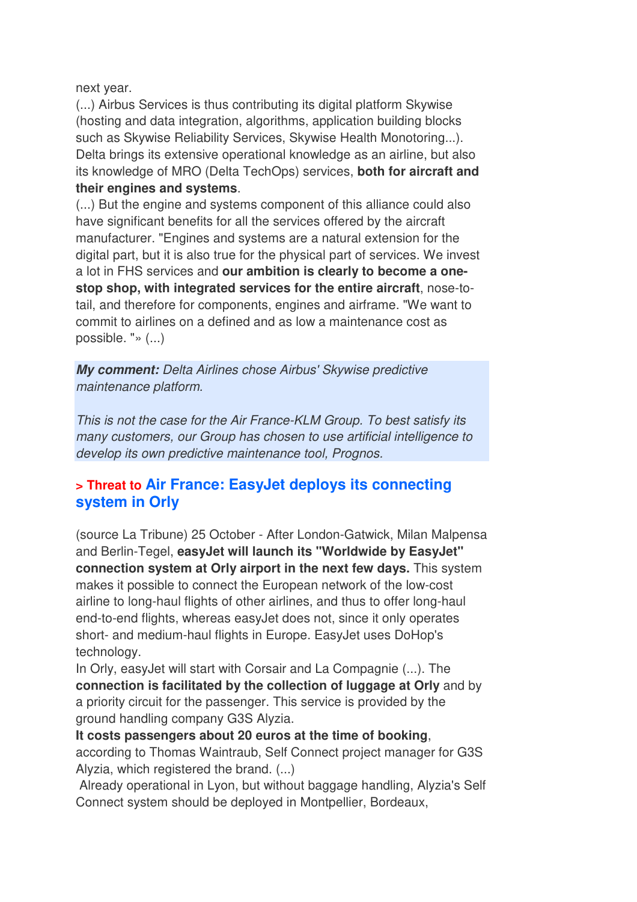next year.
(...) Airbus Services is thus contributing its digital platform Skywise (hosting and data integration, algorithms, application building blocks such as Skywise Reliability Services, Skywise Health Monotoring...). Delta brings its extensive operational knowledge as an airline, but also its knowledge of MRO (Delta TechOps) services, **both for aircraft and their engines and systems**.
(...) But the engine and systems component of this alliance could also have significant benefits for all the services offered by the aircraft manufacturer. "Engines and systems are a natural extension for the digital part, but it is also true for the physical part of services. We invest a lot in FHS services and **our ambition is clearly to become a one-stop shop, with integrated services for the entire aircraft**, nose-to-tail, and therefore for components, engines and airframe. "We want to commit to airlines on a defined and as low a maintenance cost as possible. "» (...)

***My comment:*** *Delta Airlines chose Airbus' Skywise predictive maintenance platform.*

*This is not the case for the Air France-KLM Group. To best satisfy its many customers, our Group has chosen to use artificial intelligence to develop its own predictive maintenance tool, Prognos.*

## > Threat to Air France: EasyJet deploys its connecting system in Orly

(source La Tribune) 25 October - After London-Gatwick, Milan Malpensa and Berlin-Tegel, **easyJet will launch its "Worldwide by EasyJet" connection system at Orly airport in the next few days.** This system makes it possible to connect the European network of the low-cost airline to long-haul flights of other airlines, and thus to offer long-haul end-to-end flights, whereas easyJet does not, since it only operates short- and medium-haul flights in Europe. EasyJet uses DoHop's technology.
In Orly, easyJet will start with Corsair and La Compagnie (...). The **connection is facilitated by the collection of luggage at Orly** and by a priority circuit for the passenger. This service is provided by the ground handling company G3S Alyzia.
**It costs passengers about 20 euros at the time of booking**, according to Thomas Waintraub, Self Connect project manager for G3S Alyzia, which registered the brand. (...)
Already operational in Lyon, but without baggage handling, Alyzia's Self Connect system should be deployed in Montpellier, Bordeaux,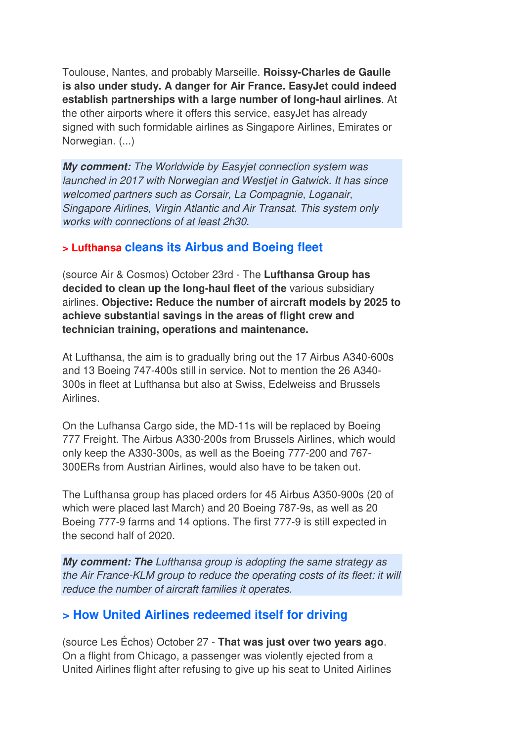Toulouse, Nantes, and probably Marseille. **Roissy-Charles de Gaulle is also under study. A danger for Air France. EasyJet could indeed establish partnerships with a large number of long-haul airlines**. At the other airports where it offers this service, easyJet has already signed with such formidable airlines as Singapore Airlines, Emirates or Norwegian. (...)

***My comment:*** *The Worldwide by Easyjet connection system was launched in 2017 with Norwegian and Westjet in Gatwick. It has since welcomed partners such as Corsair, La Compagnie, Loganair, Singapore Airlines, Virgin Atlantic and Air Transat. This system only works with connections of at least 2h30.*

## > Lufthansa cleans its Airbus and Boeing fleet

(source Air & Cosmos) October 23rd - The **Lufthansa Group has decided to clean up the long-haul fleet of the** various subsidiary airlines. **Objective: Reduce the number of aircraft models by 2025 to achieve substantial savings in the areas of flight crew and technician training, operations and maintenance.**

At Lufthansa, the aim is to gradually bring out the 17 Airbus A340-600s and 13 Boeing 747-400s still in service. Not to mention the 26 A340-300s in fleet at Lufthansa but also at Swiss, Edelweiss and Brussels Airlines.

On the Lufhansa Cargo side, the MD-11s will be replaced by Boeing 777 Freight. The Airbus A330-200s from Brussels Airlines, which would only keep the A330-300s, as well as the Boeing 777-200 and 767-300ERs from Austrian Airlines, would also have to be taken out.

The Lufthansa group has placed orders for 45 Airbus A350-900s (20 of which were placed last March) and 20 Boeing 787-9s, as well as 20 Boeing 777-9 farms and 14 options. The first 777-9 is still expected in the second half of 2020.

***My comment: The*** *Lufthansa group is adopting the same strategy as the Air France-KLM group to reduce the operating costs of its fleet: it will reduce the number of aircraft families it operates.*

## > How United Airlines redeemed itself for driving

(source Les Échos) October 27 - **That was just over two years ago**. On a flight from Chicago, a passenger was violently ejected from a United Airlines flight after refusing to give up his seat to United Airlines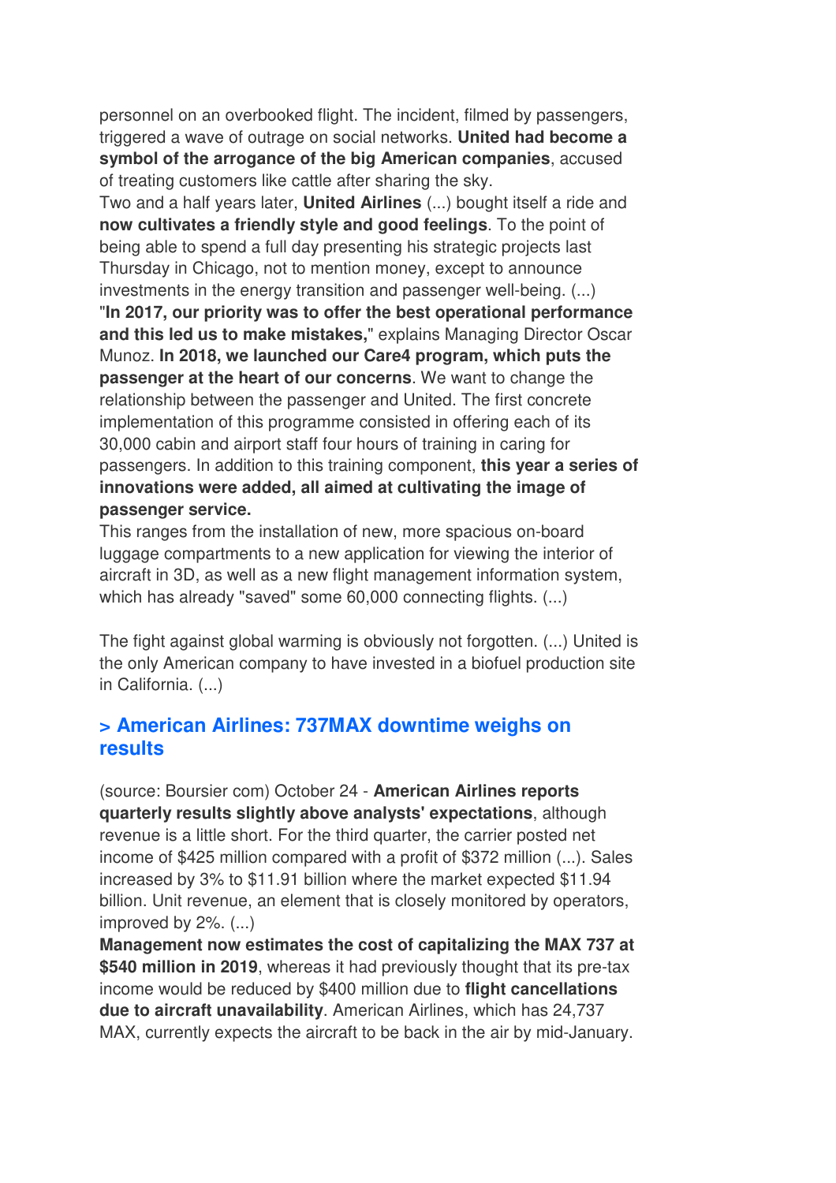personnel on an overbooked flight. The incident, filmed by passengers, triggered a wave of outrage on social networks. **United had become a symbol of the arrogance of the big American companies**, accused of treating customers like cattle after sharing the sky.

Two and a half years later, **United Airlines** (...) bought itself a ride and **now cultivates a friendly style and good feelings**. To the point of being able to spend a full day presenting his strategic projects last Thursday in Chicago, not to mention money, except to announce investments in the energy transition and passenger well-being. (...)

"**In 2017, our priority was to offer the best operational performance and this led us to make mistakes,**" explains Managing Director Oscar Munoz. **In 2018, we launched our Care4 program, which puts the passenger at the heart of our concerns**. We want to change the relationship between the passenger and United. The first concrete implementation of this programme consisted in offering each of its 30,000 cabin and airport staff four hours of training in caring for passengers. In addition to this training component, **this year a series of innovations were added, all aimed at cultivating the image of passenger service.**

This ranges from the installation of new, more spacious on-board luggage compartments to a new application for viewing the interior of aircraft in 3D, as well as a new flight management information system, which has already "saved" some 60,000 connecting flights. (...)

The fight against global warming is obviously not forgotten. (...) United is the only American company to have invested in a biofuel production site in California. (...)

## > American Airlines: 737MAX downtime weighs on results

(source: Boursier com) October 24 - **American Airlines reports quarterly results slightly above analysts' expectations**, although revenue is a little short. For the third quarter, the carrier posted net income of $425 million compared with a profit of $372 million (...). Sales increased by 3% to $11.91 billion where the market expected $11.94 billion. Unit revenue, an element that is closely monitored by operators, improved by 2%. (...)

**Management now estimates the cost of capitalizing the MAX 737 at $540 million in 2019**, whereas it had previously thought that its pre-tax income would be reduced by $400 million due to **flight cancellations due to aircraft unavailability**. American Airlines, which has 24,737 MAX, currently expects the aircraft to be back in the air by mid-January.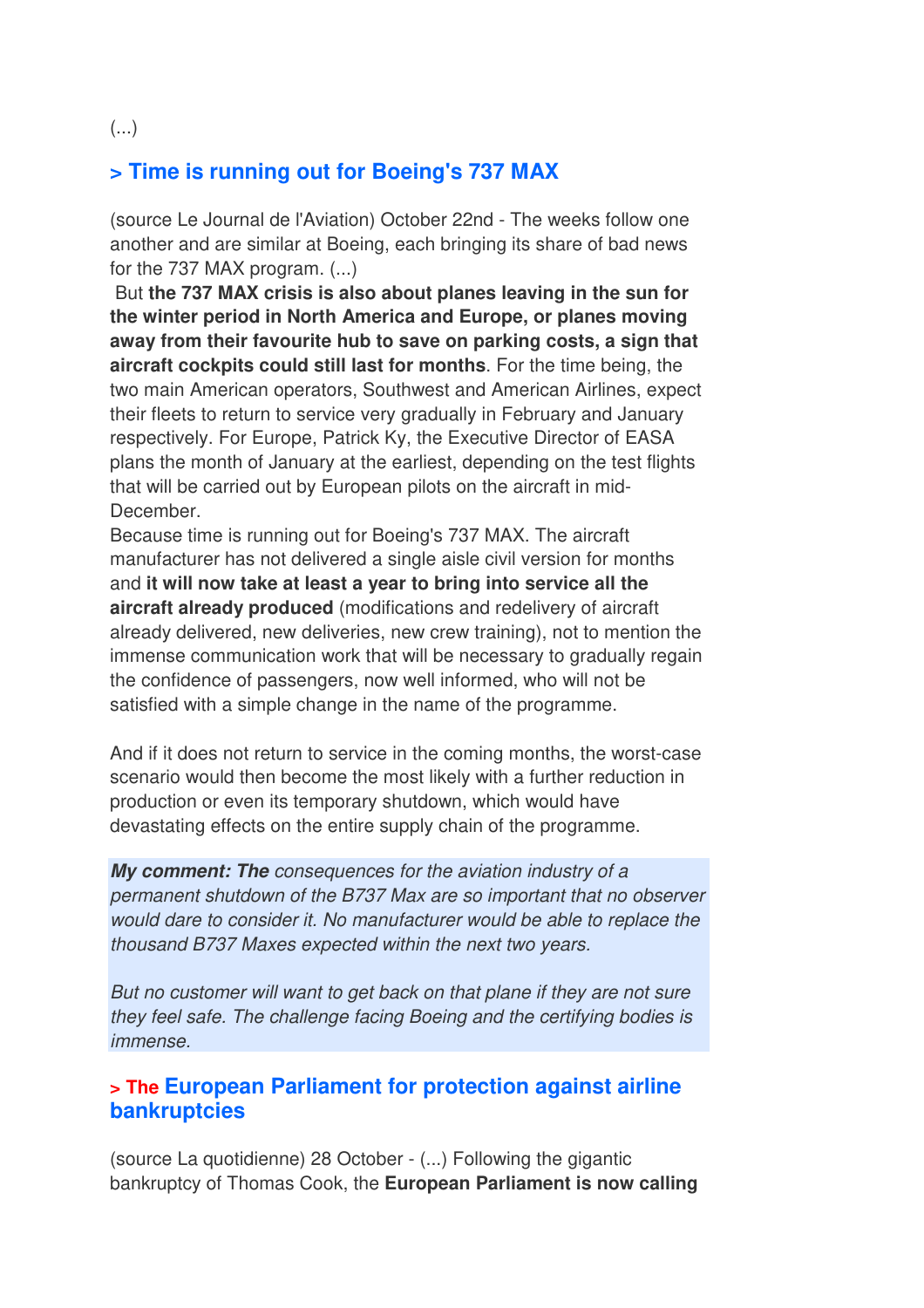(...)

## > Time is running out for Boeing's 737 MAX

(source Le Journal de l'Aviation) October 22nd - The weeks follow one another and are similar at Boeing, each bringing its share of bad news for the 737 MAX program. (...)

But **the 737 MAX crisis is also about planes leaving in the sun for the winter period in North America and Europe, or planes moving away from their favourite hub to save on parking costs, a sign that aircraft cockpits could still last for months**. For the time being, the two main American operators, Southwest and American Airlines, expect their fleets to return to service very gradually in February and January respectively. For Europe, Patrick Ky, the Executive Director of EASA plans the month of January at the earliest, depending on the test flights that will be carried out by European pilots on the aircraft in mid-December.

Because time is running out for Boeing's 737 MAX. The aircraft manufacturer has not delivered a single aisle civil version for months and **it will now take at least a year to bring into service all the aircraft already produced** (modifications and redelivery of aircraft already delivered, new deliveries, new crew training), not to mention the immense communication work that will be necessary to gradually regain the confidence of passengers, now well informed, who will not be satisfied with a simple change in the name of the programme.

And if it does not return to service in the coming months, the worst-case scenario would then become the most likely with a further reduction in production or even its temporary shutdown, which would have devastating effects on the entire supply chain of the programme.

***My comment: The*** *consequences for the aviation industry of a permanent shutdown of the B737 Max are so important that no observer would dare to consider it. No manufacturer would be able to replace the thousand B737 Maxes expected within the next two years.*

*But no customer will want to get back on that plane if they are not sure they feel safe. The challenge facing Boeing and the certifying bodies is immense.*

## > The European Parliament for protection against airline bankruptcies

(source La quotidienne) 28 October - (...) Following the gigantic bankruptcy of Thomas Cook, the **European Parliament is now calling**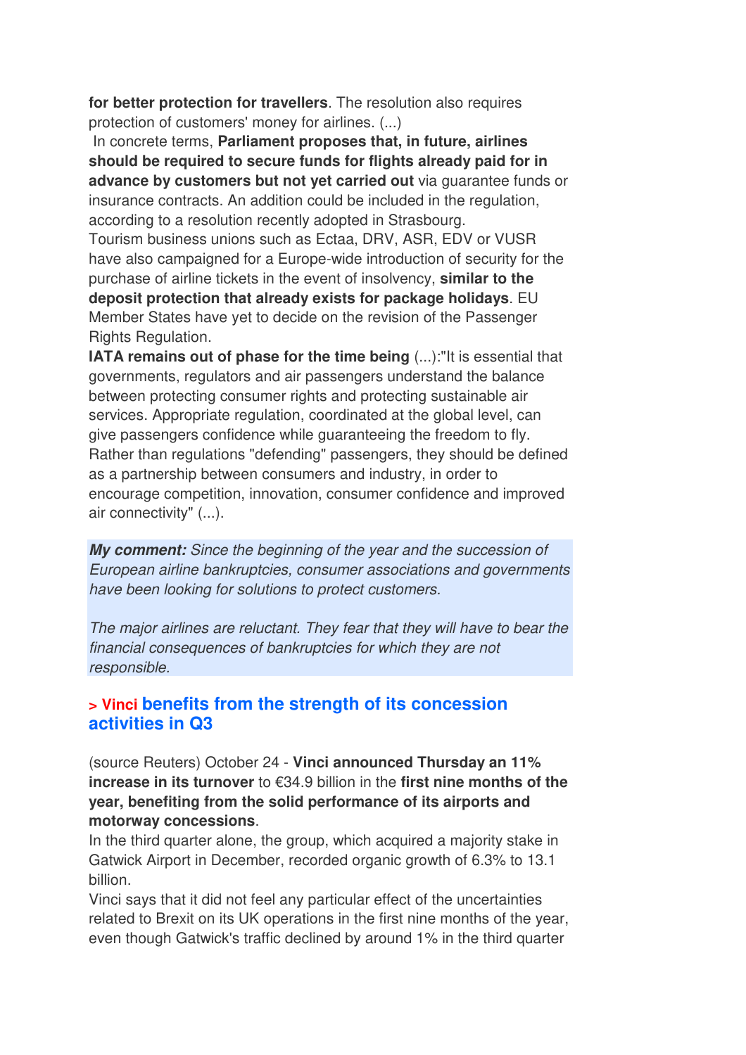**for better protection for travellers**. The resolution also requires protection of customers' money for airlines. (...)

In concrete terms, **Parliament proposes that, in future, airlines should be required to secure funds for flights already paid for in advance by customers but not yet carried out** via guarantee funds or insurance contracts. An addition could be included in the regulation, according to a resolution recently adopted in Strasbourg.

Tourism business unions such as Ectaa, DRV, ASR, EDV or VUSR have also campaigned for a Europe-wide introduction of security for the purchase of airline tickets in the event of insolvency, **similar to the deposit protection that already exists for package holidays**. EU Member States have yet to decide on the revision of the Passenger Rights Regulation.

**IATA remains out of phase for the time being** (...):"It is essential that governments, regulators and air passengers understand the balance between protecting consumer rights and protecting sustainable air services. Appropriate regulation, coordinated at the global level, can give passengers confidence while guaranteeing the freedom to fly. Rather than regulations "defending" passengers, they should be defined as a partnership between consumers and industry, in order to encourage competition, innovation, consumer confidence and improved air connectivity" (...).

***My comment:*** *Since the beginning of the year and the succession of European airline bankruptcies, consumer associations and governments have been looking for solutions to protect customers.*

*The major airlines are reluctant. They fear that they will have to bear the financial consequences of bankruptcies for which they are not responsible.*

## > Vinci benefits from the strength of its concession activities in Q3

(source Reuters) October 24 - **Vinci announced Thursday an 11% increase in its turnover** to €34.9 billion in the **first nine months of the year, benefiting from the solid performance of its airports and motorway concessions**.

In the third quarter alone, the group, which acquired a majority stake in Gatwick Airport in December, recorded organic growth of 6.3% to 13.1 billion.

Vinci says that it did not feel any particular effect of the uncertainties related to Brexit on its UK operations in the first nine months of the year, even though Gatwick's traffic declined by around 1% in the third quarter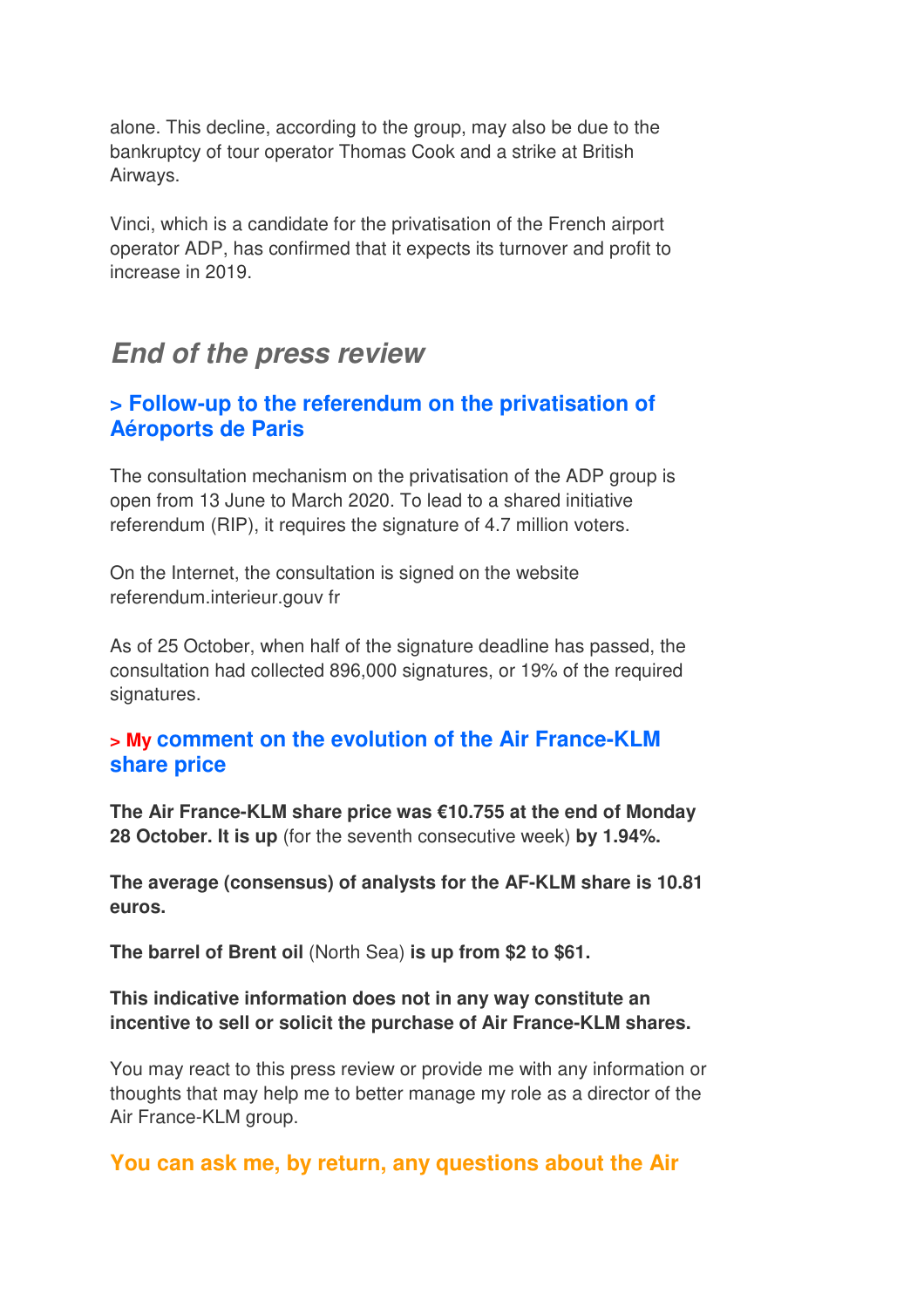alone. This decline, according to the group, may also be due to the bankruptcy of tour operator Thomas Cook and a strike at British Airways.

Vinci, which is a candidate for the privatisation of the French airport operator ADP, has confirmed that it expects its turnover and profit to increase in 2019.

## *End of the press review*

### > Follow-up to the referendum on the privatisation of Aéroports de Paris

The consultation mechanism on the privatisation of the ADP group is open from 13 June to March 2020. To lead to a shared initiative referendum (RIP), it requires the signature of 4.7 million voters.

On the Internet, the consultation is signed on the website referendum.interieur.gouv fr

As of 25 October, when half of the signature deadline has passed, the consultation had collected 896,000 signatures, or 19% of the required signatures.

### > My comment on the evolution of the Air France-KLM share price

**The Air France-KLM share price was €10.755 at the end of Monday 28 October. It is up** (for the seventh consecutive week) **by 1.94%.**

**The average (consensus) of analysts for the AF-KLM share is 10.81 euros.**

**The barrel of Brent oil** (North Sea) **is up from $2 to $61.**

**This indicative information does not in any way constitute an incentive to sell or solicit the purchase of Air France-KLM shares.**

You may react to this press review or provide me with any information or thoughts that may help me to better manage my role as a director of the Air France-KLM group.

### You can ask me, by return, any questions about the Air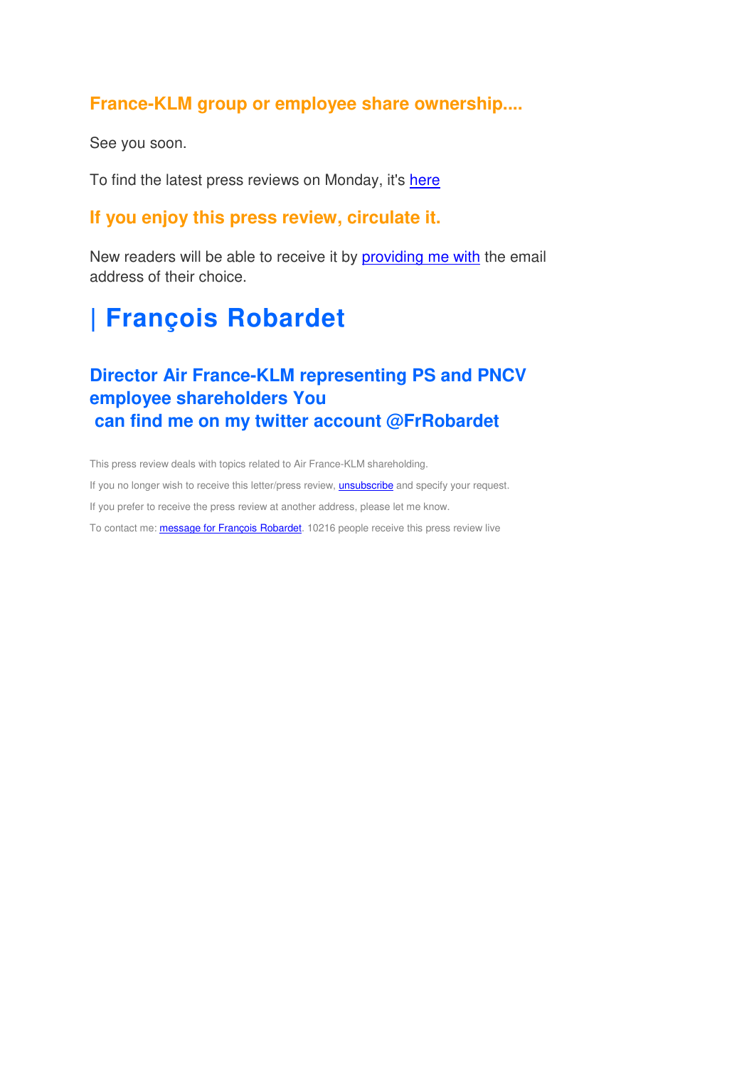### France-KLM group or employee share ownership....

See you soon.

To find the latest press reviews on Monday, it's [here]

### If you enjoy this press review, circulate it.

New readers will be able to receive it by [providing me with] the email address of their choice.

# | François Robardet

### Director Air France-KLM representing PS and PNCV employee shareholders You can find me on my twitter account @FrRobardet

This press review deals with topics related to Air France-KLM shareholding.

If you no longer wish to receive this letter/press review, [unsubscribe] and specify your request.

If you prefer to receive the press review at another address, please let me know.

To contact me: [message for François Robardet]. 10216 people receive this press review live